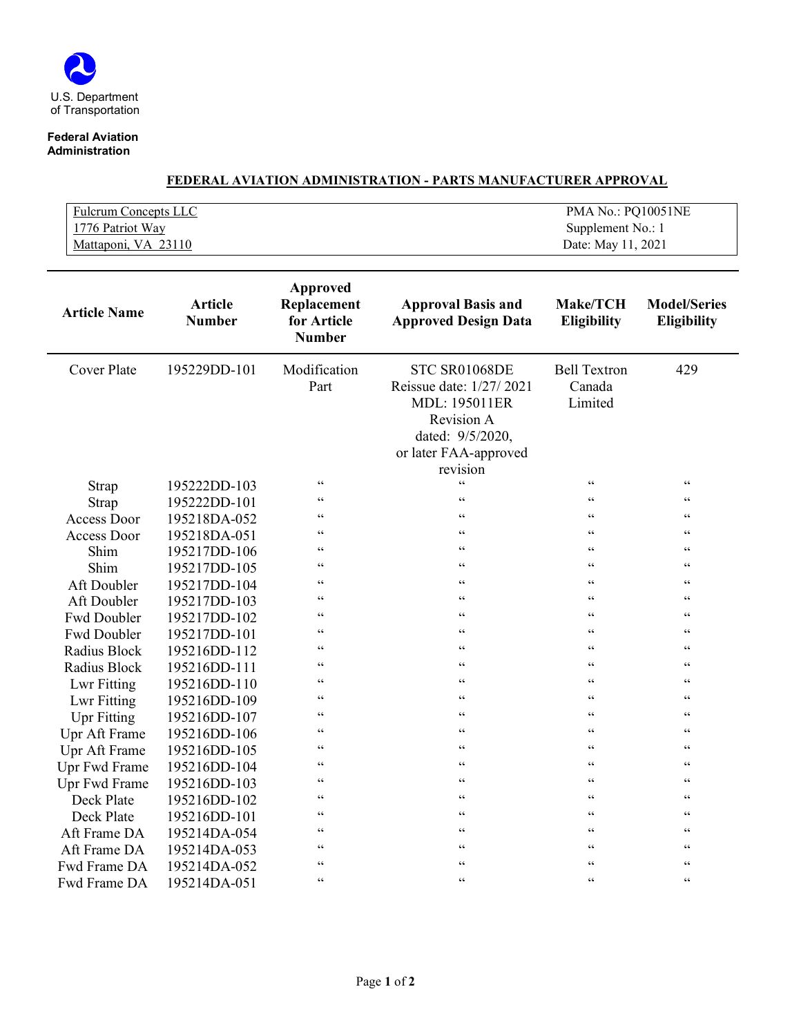U.S. Department of Transportation

**Federal Aviation Administration**

## FEDERAL AVIATION ADMINISTRATION - PARTS MANUFACTURER APPROVAL

| | |
|---|---|
| Fulcrum Concepts LLC | PMA No.: PQ10051NE |
| 1776 Patriot Way | Supplement No.: 1 |
| Mattaponi, VA 23110 | Date: May 11, 2021 |

| Article Name | Article Number | Approved Replacement for Article Number | Approval Basis and Approved Design Data | Make/TCH Eligibility | Model/Series Eligibility |
|---|---|---|---|---|---|
| Cover Plate | 195229DD-101 | Modification Part | STC SR01068DE Reissue date: 1/27/ 2021 MDL: 195011ER Revision A dated: 9/5/2020, or later FAA-approved revision | Bell Textron Canada Limited | 429 |
| Strap | 195222DD-103 | " | " | " | " |
| Strap | 195222DD-101 | " | " | " | " |
| Access Door | 195218DA-052 | " | " | " | " |
| Access Door | 195218DA-051 | " | " | " | " |
| Shim | 195217DD-106 | " | " | " | " |
| Shim | 195217DD-105 | " | " | " | " |
| Aft Doubler | 195217DD-104 | " | " | " | " |
| Aft Doubler | 195217DD-103 | " | " | " | " |
| Fwd Doubler | 195217DD-102 | " | " | " | " |
| Fwd Doubler | 195217DD-101 | " | " | " | " |
| Radius Block | 195216DD-112 | " | " | " | " |
| Radius Block | 195216DD-111 | " | " | " | " |
| Lwr Fitting | 195216DD-110 | " | " | " | " |
| Lwr Fitting | 195216DD-109 | " | " | " | " |
| Upr Fitting | 195216DD-107 | " | " | " | " |
| Upr Aft Frame | 195216DD-106 | " | " | " | " |
| Upr Aft Frame | 195216DD-105 | " | " | " | " |
| Upr Fwd Frame | 195216DD-104 | " | " | " | " |
| Upr Fwd Frame | 195216DD-103 | " | " | " | " |
| Deck Plate | 195216DD-102 | " | " | " | " |
| Deck Plate | 195216DD-101 | " | " | " | " |
| Aft Frame DA | 195214DA-054 | " | " | " | " |
| Aft Frame DA | 195214DA-053 | " | " | " | " |
| Fwd Frame DA | 195214DA-052 | " | " | " | " |
| Fwd Frame DA | 195214DA-051 | " | " | " | " |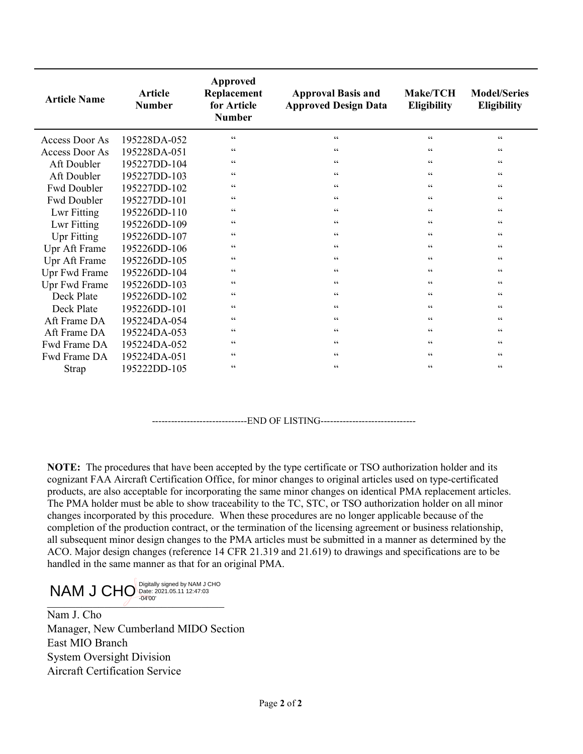| Article Name | Article Number | Approved Replacement for Article Number | Approval Basis and Approved Design Data | Make/TCH Eligibility | Model/Series Eligibility |
|---|---|---|---|---|---|
| Access Door As | 195228DA-052 | " | " | " | " |
| Access Door As | 195228DA-051 | " | " | " | " |
| Aft Doubler | 195227DD-104 | " | " | " | " |
| Aft Doubler | 195227DD-103 | " | " | " | " |
| Fwd Doubler | 195227DD-102 | " | " | " | " |
| Fwd Doubler | 195227DD-101 | " | " | " | " |
| Lwr Fitting | 195226DD-110 | " | " | " | " |
| Lwr Fitting | 195226DD-109 | " | " | " | " |
| Upr Fitting | 195226DD-107 | " | " | " | " |
| Upr Aft Frame | 195226DD-106 | " | " | " | " |
| Upr Aft Frame | 195226DD-105 | " | " | " | " |
| Upr Fwd Frame | 195226DD-104 | " | " | " | " |
| Upr Fwd Frame | 195226DD-103 | " | " | " | " |
| Deck Plate | 195226DD-102 | " | " | " | " |
| Deck Plate | 195226DD-101 | " | " | " | " |
| Aft Frame DA | 195224DA-054 | " | " | " | " |
| Aft Frame DA | 195224DA-053 | " | " | " | " |
| Fwd Frame DA | 195224DA-052 | " | " | " | " |
| Fwd Frame DA | 195224DA-051 | " | " | " | " |
| Strap | 195222DD-105 | " | " | " | " |

------------------------------END OF LISTING------------------------------

**NOTE:** The procedures that have been accepted by the type certificate or TSO authorization holder and its cognizant FAA Aircraft Certification Office, for minor changes to original articles used on type-certificated products, are also acceptable for incorporating the same minor changes on identical PMA replacement articles. The PMA holder must be able to show traceability to the TC, STC, or TSO authorization holder on all minor changes incorporated by this procedure. When these procedures are no longer applicable because of the completion of the production contract, or the termination of the licensing agreement or business relationship, all subsequent minor design changes to the PMA articles must be submitted in a manner as determined by the ACO. Major design changes (reference 14 CFR 21.319 and 21.619) to drawings and specifications are to be handled in the same manner as that for an original PMA.

NAM J CHO Digitally signed by NAM J CHO Date: 2021.05.11 12:47:03 -04'00'

Nam J. Cho
Manager, New Cumberland MIDO Section
East MIO Branch
System Oversight Division
Aircraft Certification Service